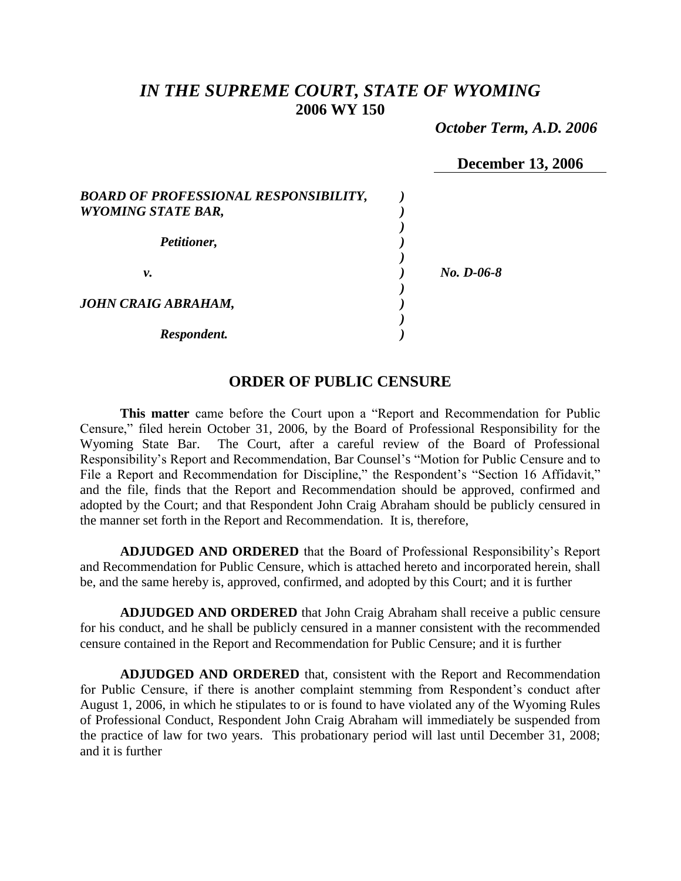# *IN THE SUPREME COURT, STATE OF WYOMING*
## 2006 WY 150

*October Term, A.D. 2006*

**December 13, 2006**

| | | |
|---|---|---|
| ***BOARD OF PROFESSIONAL RESPONSIBILITY, WYOMING STATE BAR,*** | | |
| ***Petitioner,*** | | |
| ***v.*** | | ***No. D-06-8*** |
| ***JOHN CRAIG ABRAHAM,*** | | |
| ***Respondent.*** | | |

## ORDER OF PUBLIC CENSURE

**This matter** came before the Court upon a "Report and Recommendation for Public Censure," filed herein October 31, 2006, by the Board of Professional Responsibility for the Wyoming State Bar. The Court, after a careful review of the Board of Professional Responsibility's Report and Recommendation, Bar Counsel's "Motion for Public Censure and to File a Report and Recommendation for Discipline," the Respondent's "Section 16 Affidavit," and the file, finds that the Report and Recommendation should be approved, confirmed and adopted by the Court; and that Respondent John Craig Abraham should be publicly censured in the manner set forth in the Report and Recommendation. It is, therefore,

**ADJUDGED AND ORDERED** that the Board of Professional Responsibility's Report and Recommendation for Public Censure, which is attached hereto and incorporated herein, shall be, and the same hereby is, approved, confirmed, and adopted by this Court; and it is further

**ADJUDGED AND ORDERED** that John Craig Abraham shall receive a public censure for his conduct, and he shall be publicly censured in a manner consistent with the recommended censure contained in the Report and Recommendation for Public Censure; and it is further

**ADJUDGED AND ORDERED** that, consistent with the Report and Recommendation for Public Censure, if there is another complaint stemming from Respondent's conduct after August 1, 2006, in which he stipulates to or is found to have violated any of the Wyoming Rules of Professional Conduct, Respondent John Craig Abraham will immediately be suspended from the practice of law for two years. This probationary period will last until December 31, 2008; and it is further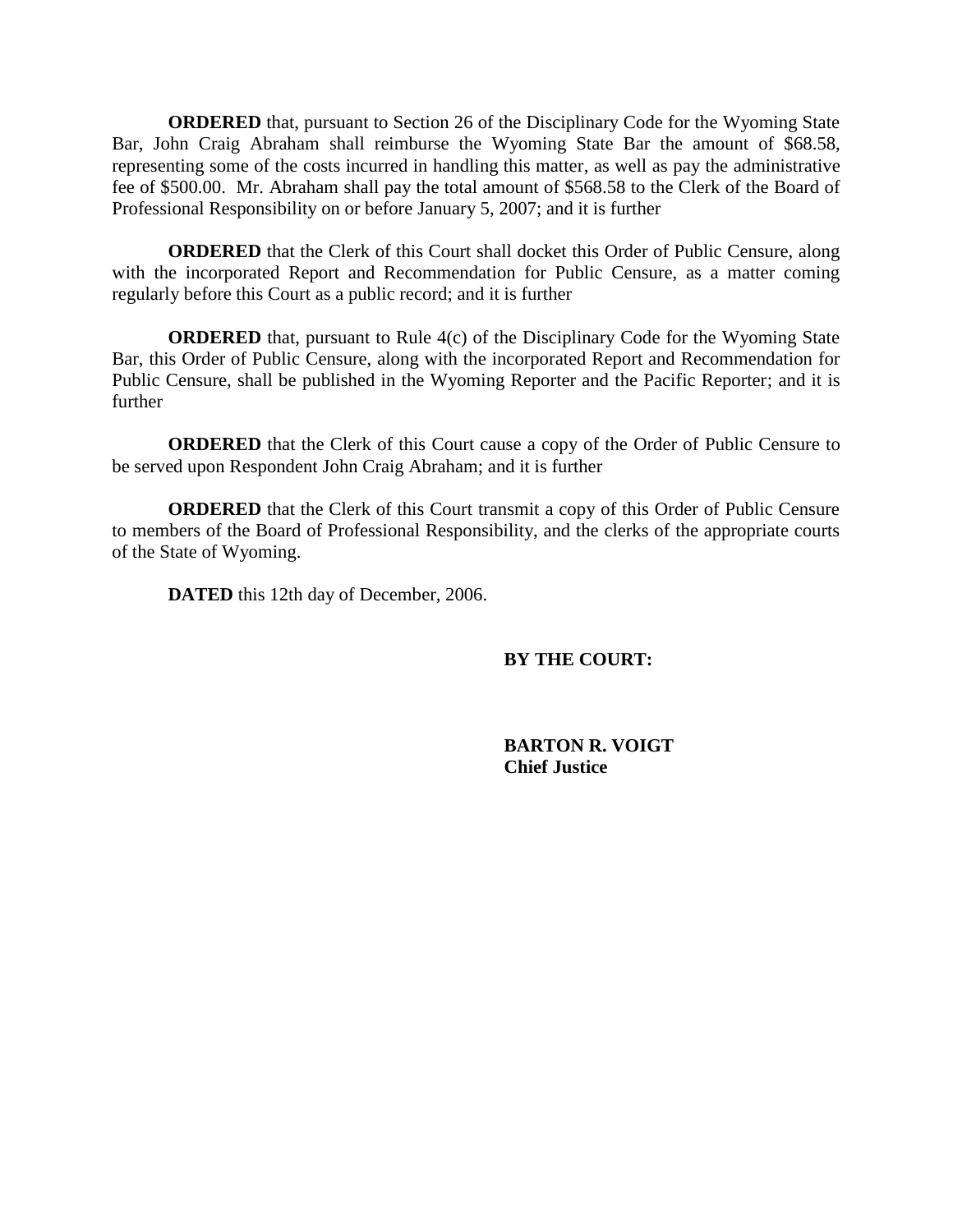**ORDERED** that, pursuant to Section 26 of the Disciplinary Code for the Wyoming State Bar, John Craig Abraham shall reimburse the Wyoming State Bar the amount of $68.58, representing some of the costs incurred in handling this matter, as well as pay the administrative fee of $500.00. Mr. Abraham shall pay the total amount of $568.58 to the Clerk of the Board of Professional Responsibility on or before January 5, 2007; and it is further

**ORDERED** that the Clerk of this Court shall docket this Order of Public Censure, along with the incorporated Report and Recommendation for Public Censure, as a matter coming regularly before this Court as a public record; and it is further

**ORDERED** that, pursuant to Rule 4(c) of the Disciplinary Code for the Wyoming State Bar, this Order of Public Censure, along with the incorporated Report and Recommendation for Public Censure, shall be published in the Wyoming Reporter and the Pacific Reporter; and it is further

**ORDERED** that the Clerk of this Court cause a copy of the Order of Public Censure to be served upon Respondent John Craig Abraham; and it is further

**ORDERED** that the Clerk of this Court transmit a copy of this Order of Public Censure to members of the Board of Professional Responsibility, and the clerks of the appropriate courts of the State of Wyoming.

**DATED** this 12th day of December, 2006.

**BY THE COURT:**

**BARTON R. VOIGT**
**Chief Justice**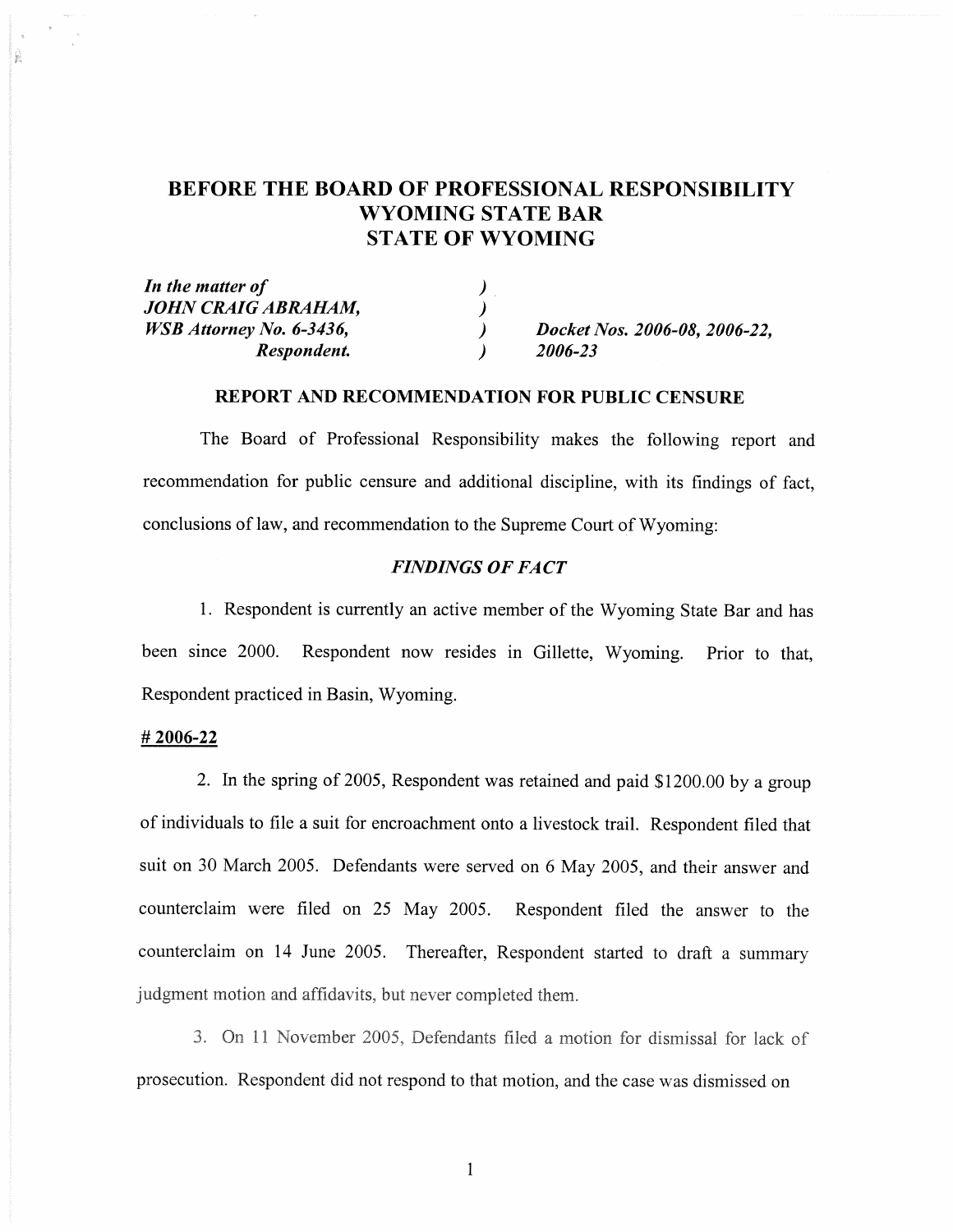# BEFORE THE BOARD OF PROFESSIONAL RESPONSIBILITY
# WYOMING STATE BAR
# STATE OF WYOMING

| | | |
|---|---|---|
| ***In the matter of*** | ) | |
| ***JOHN CRAIG ABRAHAM,*** | ) | |
| ***WSB Attorney No. 6-3436,*** | ) | ***Docket Nos. 2006-08, 2006-22,*** |
| ***Respondent.*** | ) | ***2006-23*** |

## REPORT AND RECOMMENDATION FOR PUBLIC CENSURE

The Board of Professional Responsibility makes the following report and recommendation for public censure and additional discipline, with its findings of fact, conclusions of law, and recommendation to the Supreme Court of Wyoming:

### *FINDINGS OF FACT*

1. Respondent is currently an active member of the Wyoming State Bar and has been since 2000. Respondent now resides in Gillette, Wyoming. Prior to that, Respondent practiced in Basin, Wyoming.

**# 2006-22**

2. In the spring of 2005, Respondent was retained and paid $1200.00 by a group of individuals to file a suit for encroachment onto a livestock trail. Respondent filed that suit on 30 March 2005. Defendants were served on 6 May 2005, and their answer and counterclaim were filed on 25 May 2005. Respondent filed the answer to the counterclaim on 14 June 2005. Thereafter, Respondent started to draft a summary judgment motion and affidavits, but never completed them.

3. On 11 November 2005, Defendants filed a motion for dismissal for lack of prosecution. Respondent did not respond to that motion, and the case was dismissed on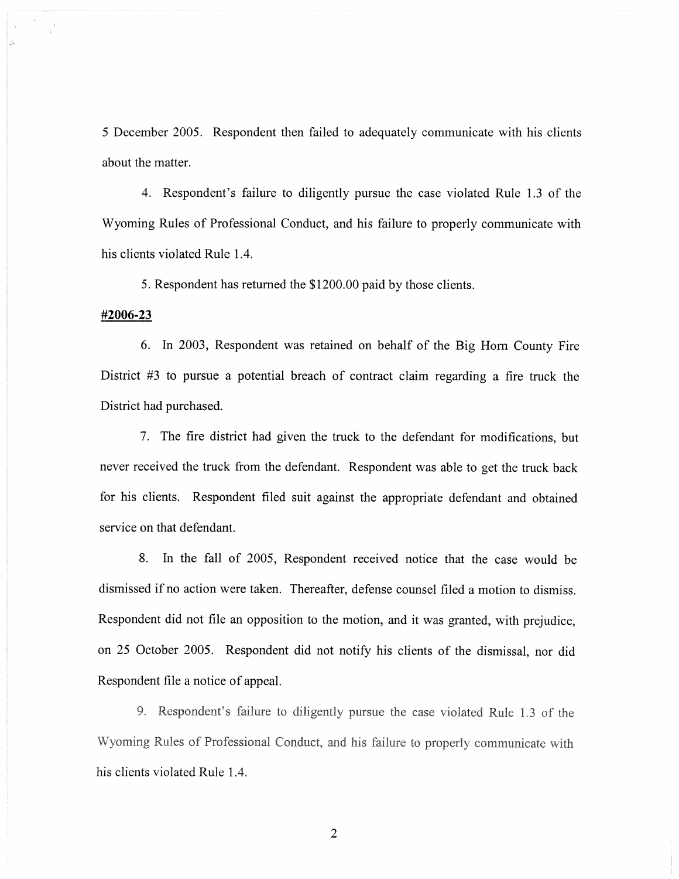5 December 2005. Respondent then failed to adequately communicate with his clients about the matter.

4. Respondent's failure to diligently pursue the case violated Rule 1.3 of the Wyoming Rules of Professional Conduct, and his failure to properly communicate with his clients violated Rule 1.4.

5. Respondent has returned the $1200.00 paid by those clients.

**#2006-23**

6. In 2003, Respondent was retained on behalf of the Big Horn County Fire District #3 to pursue a potential breach of contract claim regarding a fire truck the District had purchased.

7. The fire district had given the truck to the defendant for modifications, but never received the truck from the defendant. Respondent was able to get the truck back for his clients. Respondent filed suit against the appropriate defendant and obtained service on that defendant.

8. In the fall of 2005, Respondent received notice that the case would be dismissed if no action were taken. Thereafter, defense counsel filed a motion to dismiss. Respondent did not file an opposition to the motion, and it was granted, with prejudice, on 25 October 2005. Respondent did not notify his clients of the dismissal, nor did Respondent file a notice of appeal.

9. Respondent's failure to diligently pursue the case violated Rule 1.3 of the Wyoming Rules of Professional Conduct, and his failure to properly communicate with his clients violated Rule 1.4.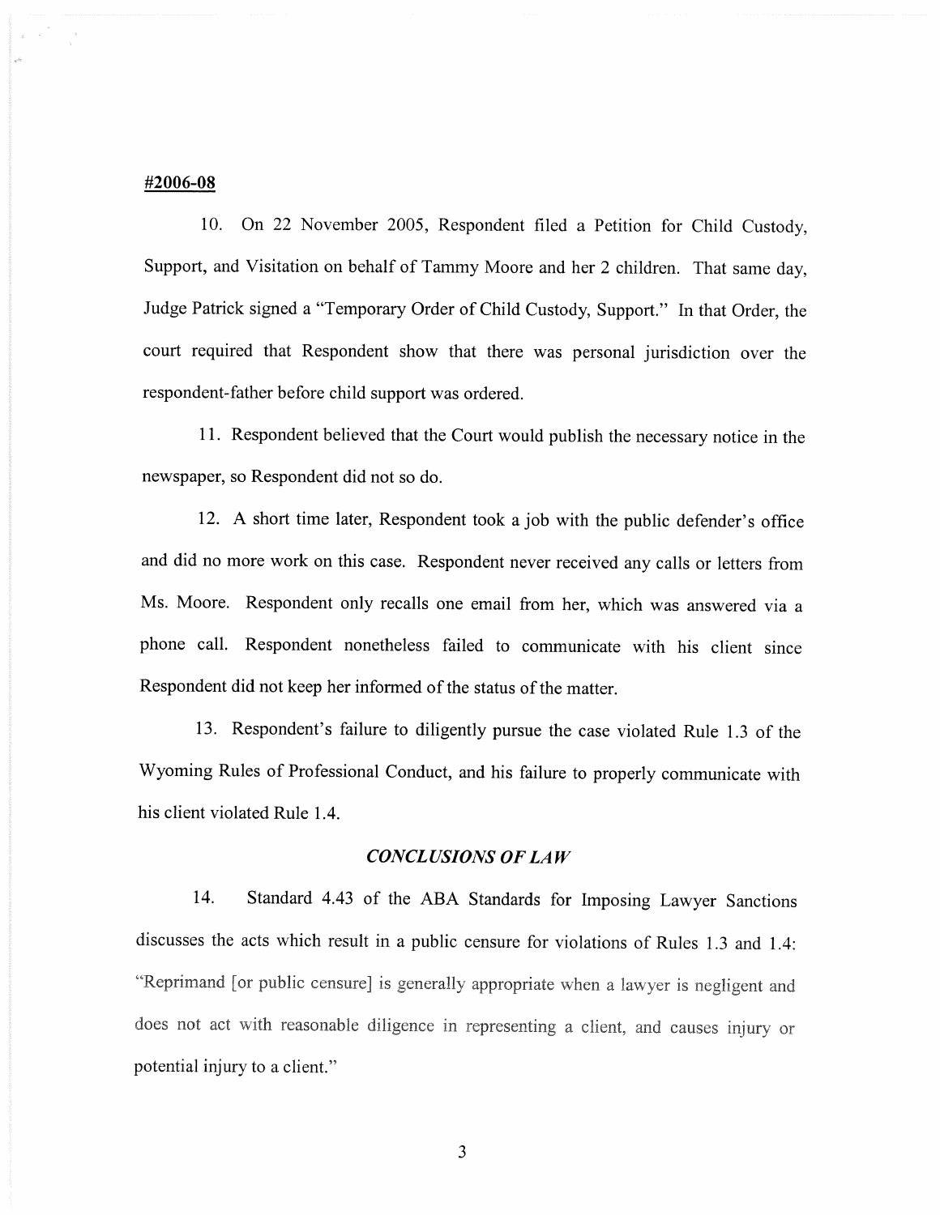**#2006-08**

10. On 22 November 2005, Respondent filed a Petition for Child Custody, Support, and Visitation on behalf of Tammy Moore and her 2 children. That same day, Judge Patrick signed a "Temporary Order of Child Custody, Support." In that Order, the court required that Respondent show that there was personal jurisdiction over the respondent-father before child support was ordered.

11. Respondent believed that the Court would publish the necessary notice in the newspaper, so Respondent did not so do.

12. A short time later, Respondent took a job with the public defender's office and did no more work on this case. Respondent never received any calls or letters from Ms. Moore. Respondent only recalls one email from her, which was answered via a phone call. Respondent nonetheless failed to communicate with his client since Respondent did not keep her informed of the status of the matter.

13. Respondent's failure to diligently pursue the case violated Rule 1.3 of the Wyoming Rules of Professional Conduct, and his failure to properly communicate with his client violated Rule 1.4.

### *CONCLUSIONS OF LAW*

14. Standard 4.43 of the ABA Standards for Imposing Lawyer Sanctions discusses the acts which result in a public censure for violations of Rules 1.3 and 1.4: "Reprimand [or public censure] is generally appropriate when a lawyer is negligent and does not act with reasonable diligence in representing a client, and causes injury or potential injury to a client."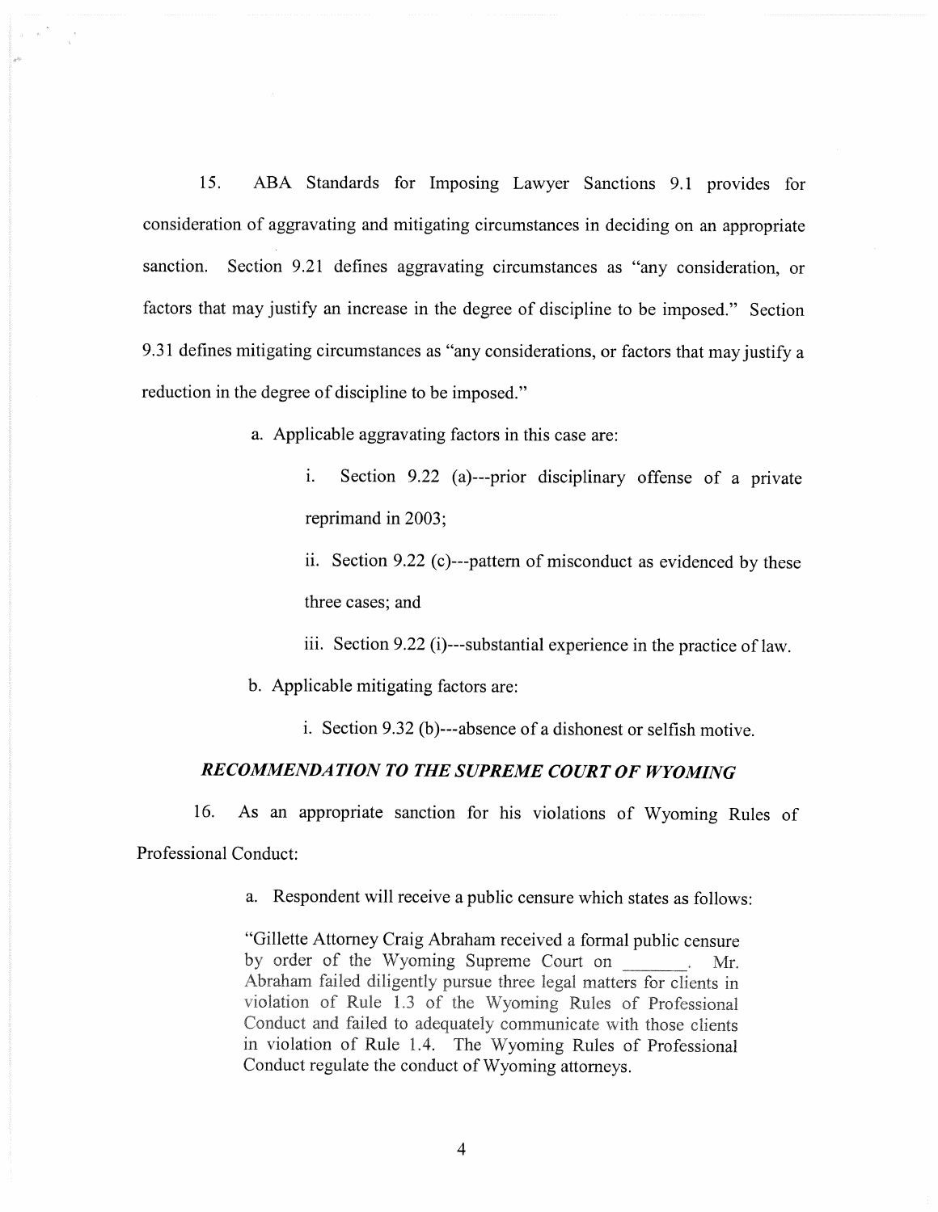15. ABA Standards for Imposing Lawyer Sanctions 9.1 provides for consideration of aggravating and mitigating circumstances in deciding on an appropriate sanction. Section 9.21 defines aggravating circumstances as "any consideration, or factors that may justify an increase in the degree of discipline to be imposed." Section 9.31 defines mitigating circumstances as "any considerations, or factors that may justify a reduction in the degree of discipline to be imposed."

a. Applicable aggravating factors in this case are:

i. Section 9.22 (a)---prior disciplinary offense of a private reprimand in 2003;

ii. Section 9.22 (c)---pattern of misconduct as evidenced by these three cases; and

iii. Section 9.22 (i)---substantial experience in the practice of law.

b. Applicable mitigating factors are:

i. Section 9.32 (b)---absence of a dishonest or selfish motive.

### *RECOMMENDATION TO THE SUPREME COURT OF WYOMING*

16. As an appropriate sanction for his violations of Wyoming Rules of Professional Conduct:

a. Respondent will receive a public censure which states as follows:

"Gillette Attorney Craig Abraham received a formal public censure by order of the Wyoming Supreme Court on _______. Mr. Abraham failed diligently pursue three legal matters for clients in violation of Rule 1.3 of the Wyoming Rules of Professional Conduct and failed to adequately communicate with those clients in violation of Rule 1.4. The Wyoming Rules of Professional Conduct regulate the conduct of Wyoming attorneys.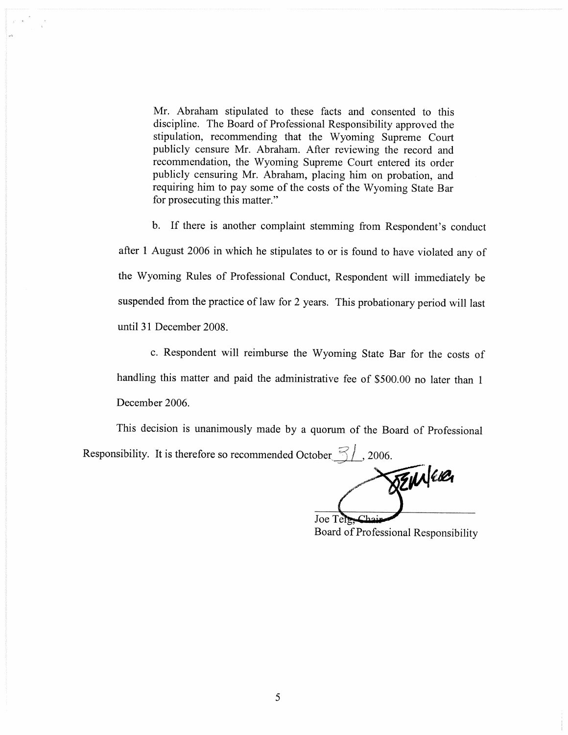Mr. Abraham stipulated to these facts and consented to this discipline. The Board of Professional Responsibility approved the stipulation, recommending that the Wyoming Supreme Court publicly censure Mr. Abraham. After reviewing the record and recommendation, the Wyoming Supreme Court entered its order publicly censuring Mr. Abraham, placing him on probation, and requiring him to pay some of the costs of the Wyoming State Bar for prosecuting this matter."

b. If there is another complaint stemming from Respondent's conduct after 1 August 2006 in which he stipulates to or is found to have violated any of the Wyoming Rules of Professional Conduct, Respondent will immediately be suspended from the practice of law for 2 years. This probationary period will last until 31 December 2008.

c. Respondent will reimburse the Wyoming State Bar for the costs of handling this matter and paid the administrative fee of $500.00 no later than 1 December 2006.

This decision is unanimously made by a quorum of the Board of Professional Responsibility. It is therefore so recommended October 31, 2006.

Joe Teig, Chair
Board of Professional Responsibility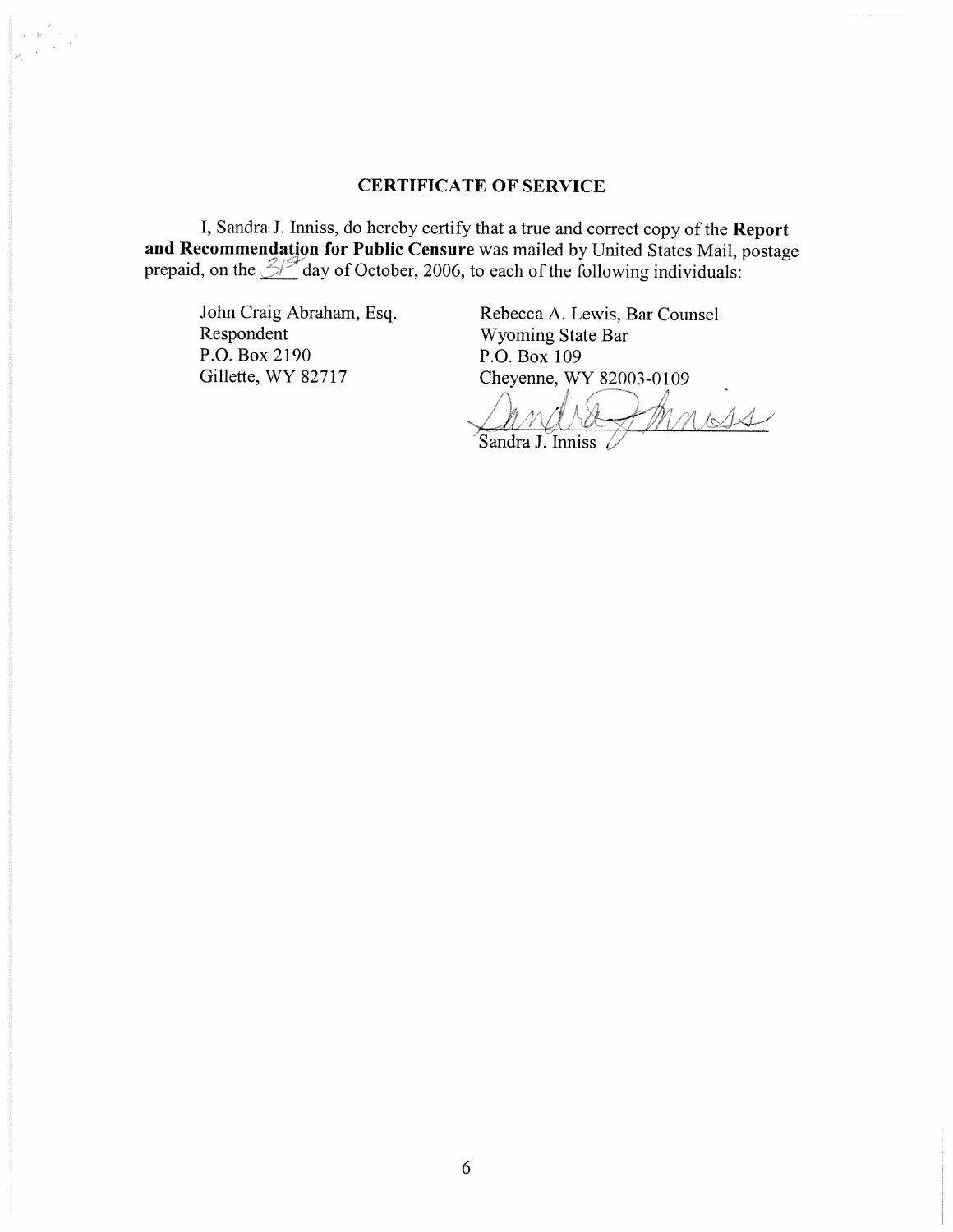## CERTIFICATE OF SERVICE

I, Sandra J. Inniss, do hereby certify that a true and correct copy of the **Report and Recommendation for Public Censure** was mailed by United States Mail, postage prepaid, on the 31st day of October, 2006, to each of the following individuals:

John Craig Abraham, Esq.
Respondent
P.O. Box 2190
Gillette, WY 82717

Rebecca A. Lewis, Bar Counsel
Wyoming State Bar
P.O. Box 109
Cheyenne, WY 82003-0109

Sandra J. Inniss